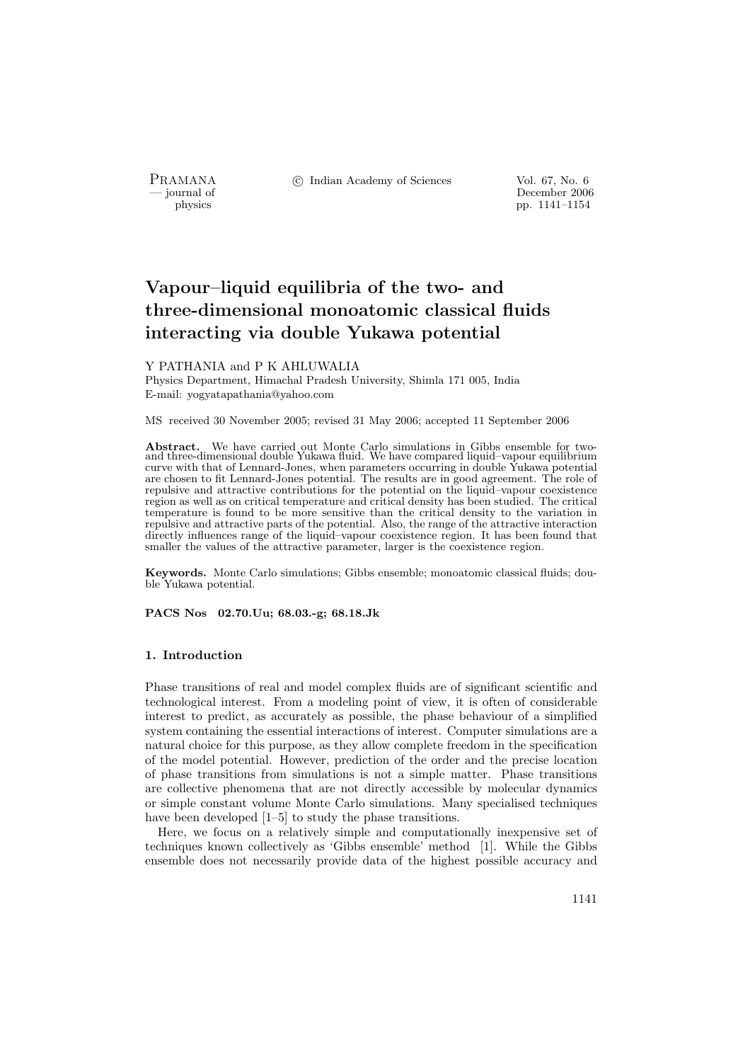# Vapour–liquid equilibria of the two- and three-dimensional monoatomic classical fluids interacting via double Yukawa potential

Y PATHANIA and P K AHLUWALIA

Physics Department, Himachal Pradesh University, Shimla 171 005, India

E-mail: yogyatapathania@yahoo.com

MS received 30 November 2005; revised 31 May 2006; accepted 11 September 2006

**Abstract.** We have carried out Monte Carlo simulations in Gibbs ensemble for two- and three-dimensional double Yukawa fluid. We have compared liquid–vapour equilibrium curve with that of Lennard-Jones, when parameters occurring in double Yukawa potential are chosen to fit Lennard-Jones potential. The results are in good agreement. The role of repulsive and attractive contributions for the potential on the liquid–vapour coexistence region as well as on critical temperature and critical density has been studied. The critical temperature is found to be more sensitive than the critical density to the variation in repulsive and attractive parts of the potential. Also, the range of the attractive interaction directly influences range of the liquid–vapour coexistence region. It has been found that smaller the values of the attractive parameter, larger is the coexistence region.

**Keywords.** Monte Carlo simulations; Gibbs ensemble; monoatomic classical fluids; double Yukawa potential.

**PACS Nos 02.70.Uu; 68.03.-g; 68.18.Jk**

## 1. Introduction

Phase transitions of real and model complex fluids are of significant scientific and technological interest. From a modeling point of view, it is often of considerable interest to predict, as accurately as possible, the phase behaviour of a simplified system containing the essential interactions of interest. Computer simulations are a natural choice for this purpose, as they allow complete freedom in the specification of the model potential. However, prediction of the order and the precise location of phase transitions from simulations is not a simple matter. Phase transitions are collective phenomena that are not directly accessible by molecular dynamics or simple constant volume Monte Carlo simulations. Many specialised techniques have been developed [1–5] to study the phase transitions.

Here, we focus on a relatively simple and computationally inexpensive set of techniques known collectively as 'Gibbs ensemble' method [1]. While the Gibbs ensemble does not necessarily provide data of the highest possible accuracy and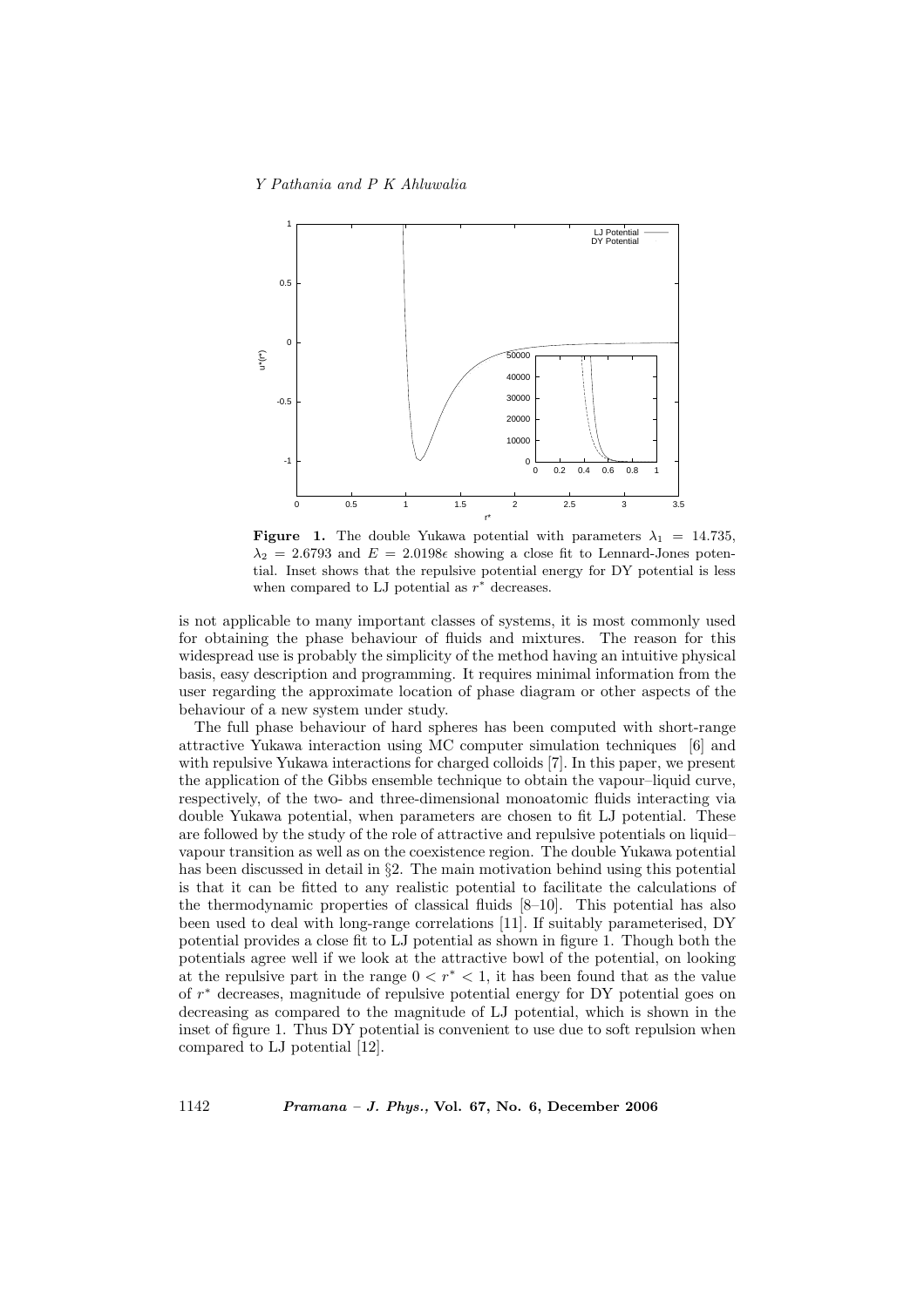**Figure 1.** The double Yukawa potential with parameters $\lambda_1 = 14.735$, $\lambda_2 = 2.6793$ and $E = 2.0198\epsilon$ showing a close fit to Lennard-Jones potential. Inset shows that the repulsive potential energy for DY potential is less when compared to LJ potential as $r^*$ decreases.

is not applicable to many important classes of systems, it is most commonly used for obtaining the phase behaviour of fluids and mixtures. The reason for this widespread use is probably the simplicity of the method having an intuitive physical basis, easy description and programming. It requires minimal information from the user regarding the approximate location of phase diagram or other aspects of the behaviour of a new system under study.

The full phase behaviour of hard spheres has been computed with short-range attractive Yukawa interaction using MC computer simulation techniques [6] and with repulsive Yukawa interactions for charged colloids [7]. In this paper, we present the application of the Gibbs ensemble technique to obtain the vapour–liquid curve, respectively, of the two- and three-dimensional monoatomic fluids interacting via double Yukawa potential, when parameters are chosen to fit LJ potential. These are followed by the study of the role of attractive and repulsive potentials on liquid–vapour transition as well as on the coexistence region. The double Yukawa potential has been discussed in detail in §2. The main motivation behind using this potential is that it can be fitted to any realistic potential to facilitate the calculations of the thermodynamic properties of classical fluids [8–10]. This potential has also been used to deal with long-range correlations [11]. If suitably parameterised, DY potential provides a close fit to LJ potential as shown in figure 1. Though both the potentials agree well if we look at the attractive bowl of the potential, on looking at the repulsive part in the range $0 < r^* < 1$, it has been found that as the value of $r^*$ decreases, magnitude of repulsive potential energy for DY potential goes on decreasing as compared to the magnitude of LJ potential, which is shown in the inset of figure 1. Thus DY potential is convenient to use due to soft repulsion when compared to LJ potential [12].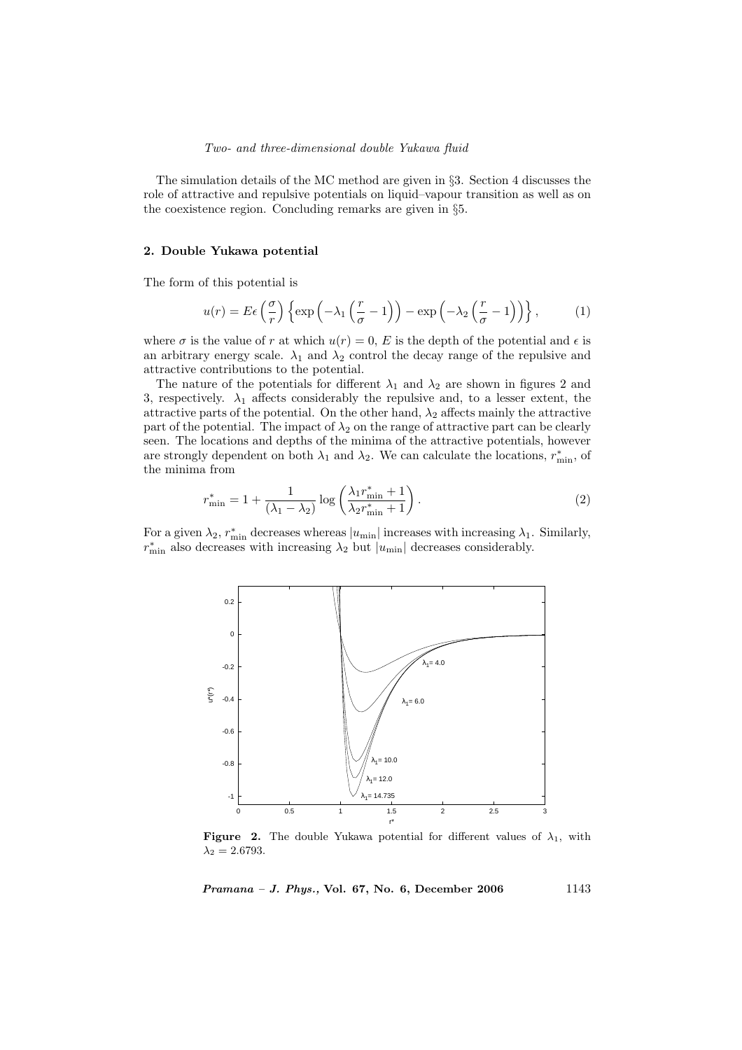The simulation details of the MC method are given in §3. Section 4 discusses the role of attractive and repulsive potentials on liquid–vapour transition as well as on the coexistence region. Concluding remarks are given in §5.

## 2. Double Yukawa potential

The form of this potential is

$$u(r) = E\epsilon \left(\frac{\sigma}{r}\right) \left\{ \exp\left(-\lambda_1 \left(\frac{r}{\sigma} - 1\right)\right) - \exp\left(-\lambda_2 \left(\frac{r}{\sigma} - 1\right)\right) \right\}, \qquad (1)$$

where $\sigma$ is the value of $r$ at which $u(r) = 0$, $E$ is the depth of the potential and $\epsilon$ is an arbitrary energy scale. $\lambda_1$ and $\lambda_2$ control the decay range of the repulsive and attractive contributions to the potential.

The nature of the potentials for different $\lambda_1$ and $\lambda_2$ are shown in figures 2 and 3, respectively. $\lambda_1$ affects considerably the repulsive and, to a lesser extent, the attractive parts of the potential. On the other hand, $\lambda_2$ affects mainly the attractive part of the potential. The impact of $\lambda_2$ on the range of attractive part can be clearly seen. The locations and depths of the minima of the attractive potentials, however are strongly dependent on both $\lambda_1$ and $\lambda_2$. We can calculate the locations, $r^*_{\min}$, of the minima from

$$r^*_{\min} = 1 + \frac{1}{(\lambda_1 - \lambda_2)} \log\left(\frac{\lambda_1 r^*_{\min} + 1}{\lambda_2 r^*_{\min} + 1}\right). \qquad (2)$$

For a given $\lambda_2$, $r^*_{\min}$ decreases whereas $|u_{\min}|$ increases with increasing $\lambda_1$. Similarly, $r^*_{\min}$ also decreases with increasing $\lambda_2$ but $|u_{\min}|$ decreases considerably.

**Figure 2.** The double Yukawa potential for different values of $\lambda_1$, with $\lambda_2 = 2.6793$.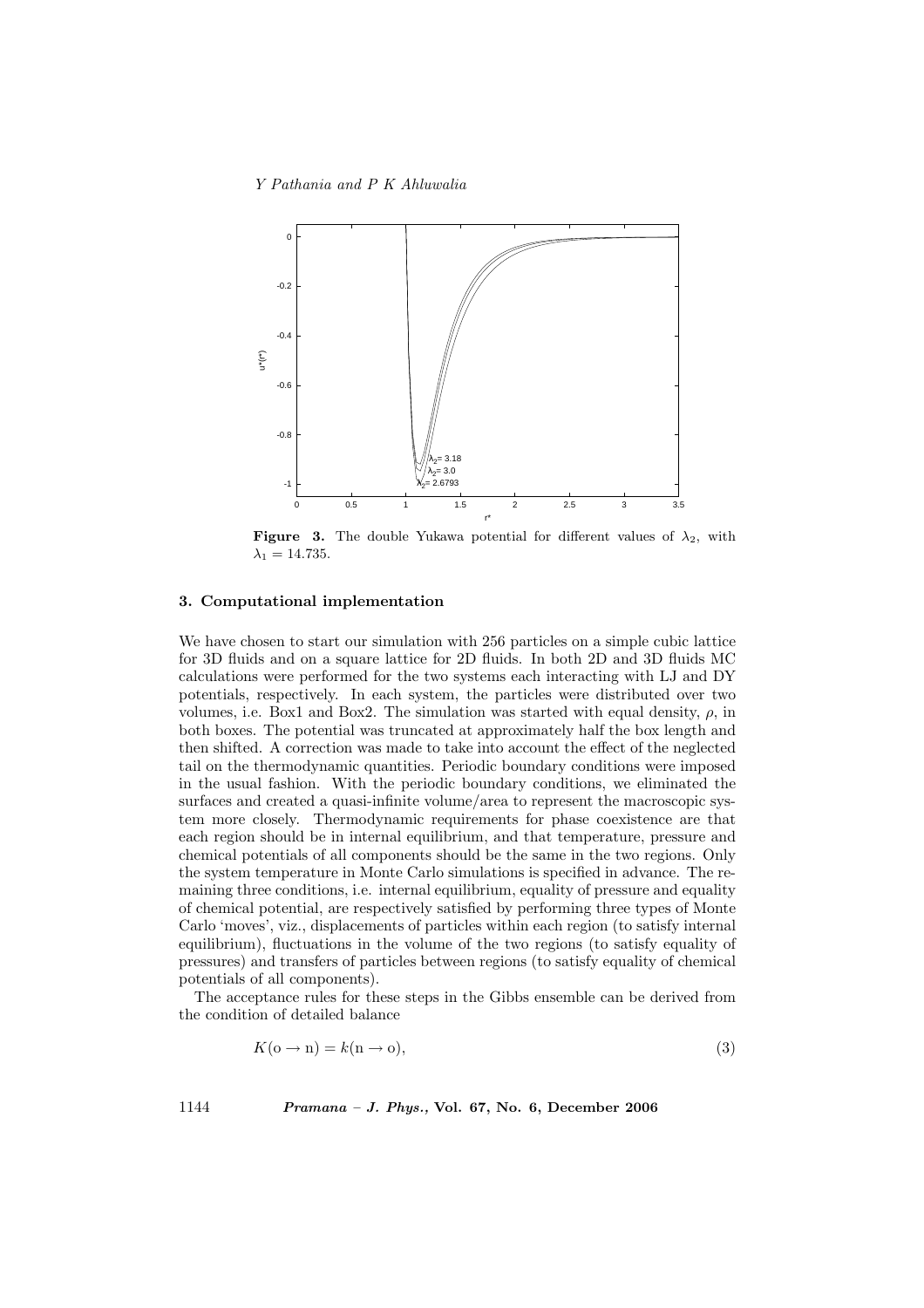**Figure 3.** The double Yukawa potential for different values of $\lambda_2$, with $\lambda_1 = 14.735$.

### 3. Computational implementation

We have chosen to start our simulation with 256 particles on a simple cubic lattice for 3D fluids and on a square lattice for 2D fluids. In both 2D and 3D fluids MC calculations were performed for the two systems each interacting with LJ and DY potentials, respectively. In each system, the particles were distributed over two volumes, i.e. Box1 and Box2. The simulation was started with equal density, $\rho$, in both boxes. The potential was truncated at approximately half the box length and then shifted. A correction was made to take into account the effect of the neglected tail on the thermodynamic quantities. Periodic boundary conditions were imposed in the usual fashion. With the periodic boundary conditions, we eliminated the surfaces and created a quasi-infinite volume/area to represent the macroscopic system more closely. Thermodynamic requirements for phase coexistence are that each region should be in internal equilibrium, and that temperature, pressure and chemical potentials of all components should be the same in the two regions. Only the system temperature in Monte Carlo simulations is specified in advance. The remaining three conditions, i.e. internal equilibrium, equality of pressure and equality of chemical potential, are respectively satisfied by performing three types of Monte Carlo 'moves', viz., displacements of particles within each region (to satisfy internal equilibrium), fluctuations in the volume of the two regions (to satisfy equality of pressures) and transfers of particles between regions (to satisfy equality of chemical potentials of all components).

The acceptance rules for these steps in the Gibbs ensemble can be derived from the condition of detailed balance

$$K(\mathrm{o} \rightarrow \mathrm{n}) = k(\mathrm{n} \rightarrow \mathrm{o}), \tag{3}$$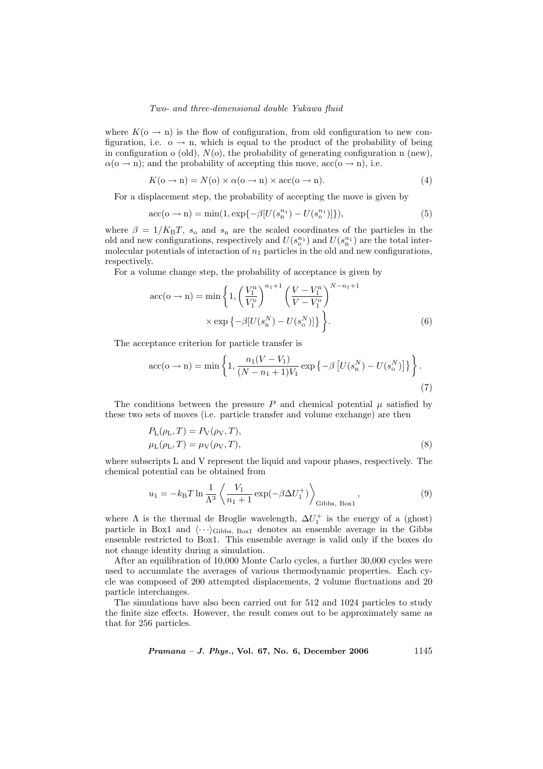where $K(\mathrm{o} \to \mathrm{n})$ is the flow of configuration, from old configuration to new configuration, i.e. $\mathrm{o} \to \mathrm{n}$, which is equal to the product of the probability of being in configuration o (old), $N(\mathrm{o})$, the probability of generating configuration n (new), $\alpha(\mathrm{o} \to \mathrm{n})$; and the probability of accepting this move, $\mathrm{acc}(\mathrm{o} \to \mathrm{n})$, i.e.

$$K(\mathrm{o} \to \mathrm{n}) = N(\mathrm{o}) \times \alpha(\mathrm{o} \to \mathrm{n}) \times \mathrm{acc}(\mathrm{o} \to \mathrm{n}). \tag{4}$$

For a displacement step, the probability of accepting the move is given by

$$\mathrm{acc}(\mathrm{o} \to \mathrm{n}) = \min(1, \exp\{-\beta[U(s_{\mathrm{n}}^{n_1}) - U(s_{\mathrm{o}}^{n_1})]\}), \tag{5}$$

where $\beta = 1/K_{\mathrm{B}}T$, $s_{\mathrm{o}}$ and $s_{\mathrm{n}}$ are the scaled coordinates of the particles in the old and new configurations, respectively and $U(s_{\mathrm{o}}^{n_1})$ and $U(s_{\mathrm{n}}^{n_1})$ are the total intermolecular potentials of interaction of $n_1$ particles in the old and new configurations, respectively.

For a volume change step, the probability of acceptance is given by

$$\mathrm{acc}(\mathrm{o} \to \mathrm{n}) = \min\left\{1, \left(\frac{V_1^{\mathrm{n}}}{V_1^{\mathrm{o}}}\right)^{n_1+1} \left(\frac{V - V_1^{\mathrm{n}}}{V - V_1^{\mathrm{o}}}\right)^{N-n_1+1} \times \exp\left\{-\beta[U(s_{\mathrm{n}}^N) - U(s_{\mathrm{o}}^N)]\right\}\right\}. \tag{6}$$

The acceptance criterion for particle transfer is

$$\mathrm{acc}(\mathrm{o} \to \mathrm{n}) = \min\left\{1, \frac{n_1(V - V_1)}{(N - n_1 + 1)V_1} \exp\left\{-\beta\left[U(s_{\mathrm{n}}^N) - U(s_{\mathrm{o}}^N)\right]\right\}\right\}. \tag{7}$$

The conditions between the pressure $P$ and chemical potential $\mu$ satisfied by these two sets of moves (i.e. particle transfer and volume exchange) are then

$$\begin{aligned} P_{\mathrm{L}}(\rho_{\mathrm{L}}, T) &= P_{\mathrm{V}}(\rho_{\mathrm{V}}, T), \\ \mu_{\mathrm{L}}(\rho_{\mathrm{L}}, T) &= \mu_{\mathrm{V}}(\rho_{\mathrm{V}}, T), \end{aligned} \tag{8}$$

where subscripts L and V represent the liquid and vapour phases, respectively. The chemical potential can be obtained from

$$u_1 = -k_{\mathrm{B}}T \ln \frac{1}{\Lambda^3} \left\langle \frac{V_1}{n_1 + 1} \exp(-\beta \Delta U_1^+) \right\rangle_{\text{Gibbs, Box1}}, \tag{9}$$

where $\Lambda$ is the thermal de Broglie wavelength, $\Delta U_1^+$ is the energy of a (ghost) particle in Box1 and $\langle \cdots \rangle_{\text{Gibbs, Box1}}$ denotes an ensemble average in the Gibbs ensemble restricted to Box1. This ensemble average is valid only if the boxes do not change identity during a simulation.

After an equilibration of 10,000 Monte Carlo cycles, a further 30,000 cycles were used to accumulate the averages of various thermodynamic properties. Each cycle was composed of 200 attempted displacements, 2 volume fluctuations and 20 particle interchanges.

The simulations have also been carried out for 512 and 1024 particles to study the finite size effects. However, the result comes out to be approximately same as that for 256 particles.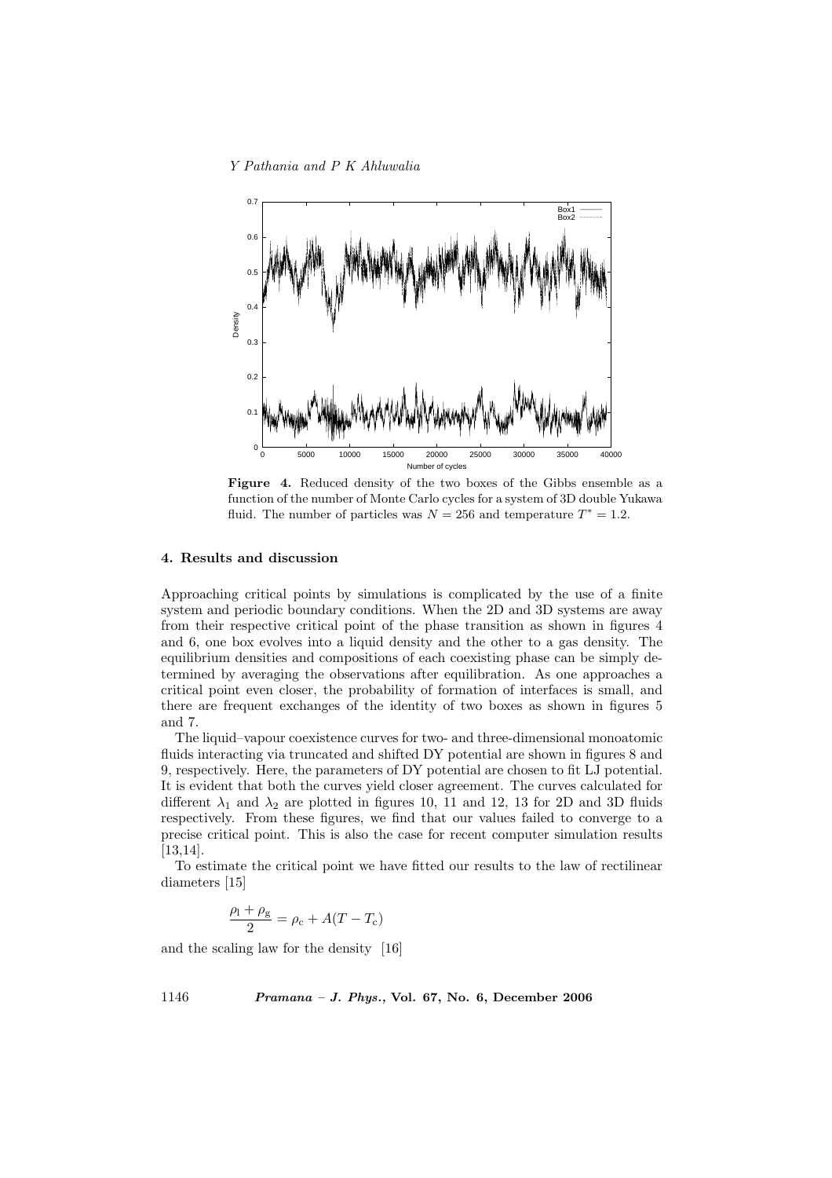**Figure 4.** Reduced density of the two boxes of the Gibbs ensemble as a function of the number of Monte Carlo cycles for a system of 3D double Yukawa fluid. The number of particles was $N = 256$ and temperature $T^* = 1.2$.

## 4. Results and discussion

Approaching critical points by simulations is complicated by the use of a finite system and periodic boundary conditions. When the 2D and 3D systems are away from their respective critical point of the phase transition as shown in figures 4 and 6, one box evolves into a liquid density and the other to a gas density. The equilibrium densities and compositions of each coexisting phase can be simply determined by averaging the observations after equilibration. As one approaches a critical point even closer, the probability of formation of interfaces is small, and there are frequent exchanges of the identity of two boxes as shown in figures 5 and 7.

The liquid–vapour coexistence curves for two- and three-dimensional monoatomic fluids interacting via truncated and shifted DY potential are shown in figures 8 and 9, respectively. Here, the parameters of DY potential are chosen to fit LJ potential. It is evident that both the curves yield closer agreement. The curves calculated for different $\lambda_1$ and $\lambda_2$ are plotted in figures 10, 11 and 12, 13 for 2D and 3D fluids respectively. From these figures, we find that our values failed to converge to a precise critical point. This is also the case for recent computer simulation results [13,14].

To estimate the critical point we have fitted our results to the law of rectilinear diameters [15]

$$\frac{\rho_\mathrm{l} + \rho_\mathrm{g}}{2} = \rho_\mathrm{c} + A(T - T_\mathrm{c})$$

and the scaling law for the density [16]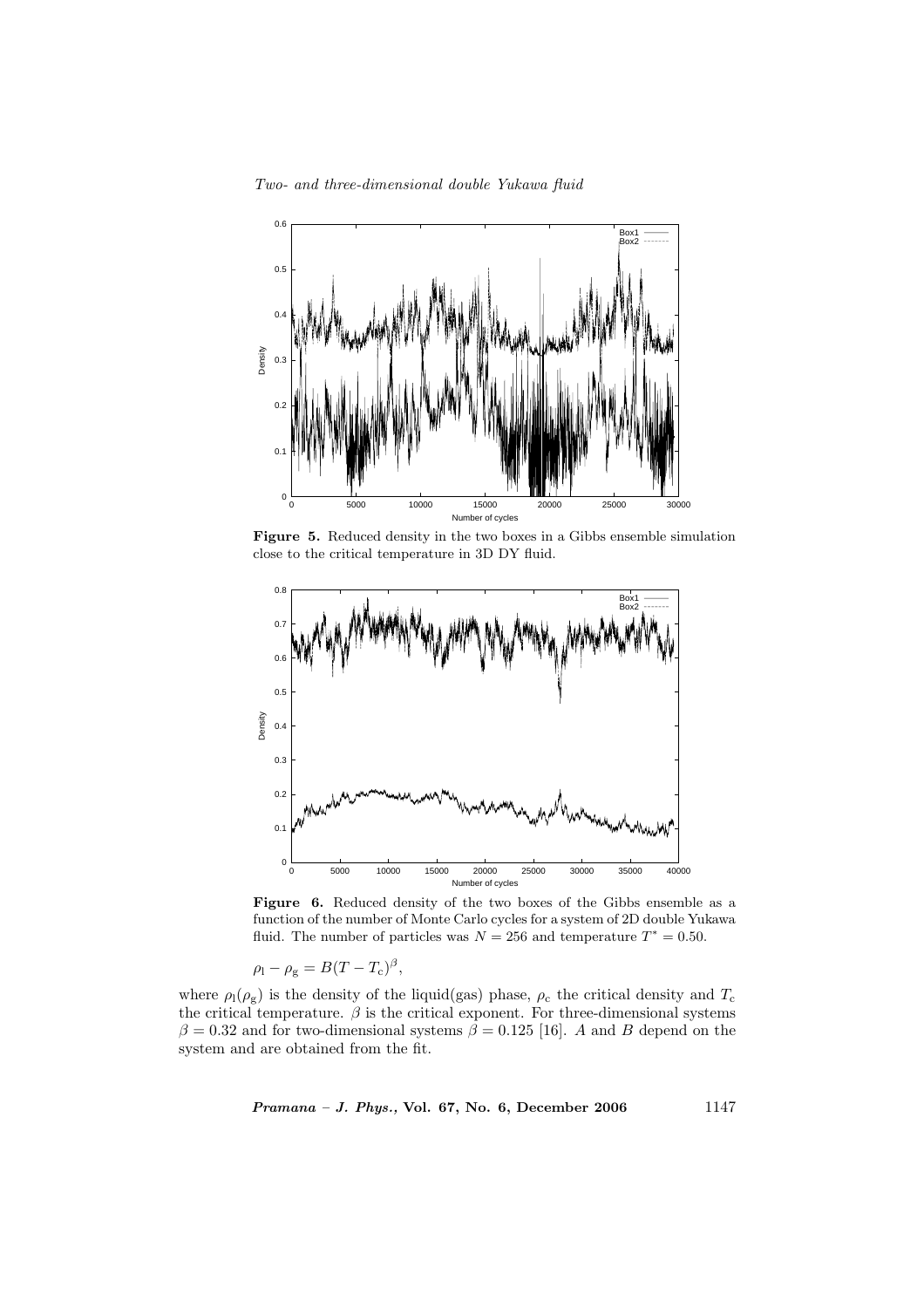**Figure 5.** Reduced density in the two boxes in a Gibbs ensemble simulation close to the critical temperature in 3D DY fluid.

**Figure 6.** Reduced density of the two boxes of the Gibbs ensemble as a function of the number of Monte Carlo cycles for a system of 2D double Yukawa fluid. The number of particles was $N = 256$ and temperature $T^* = 0.50$.

$$\rho_\mathrm{l} - \rho_\mathrm{g} = B(T - T_\mathrm{c})^\beta,$$

where $\rho_\mathrm{l}(\rho_\mathrm{g})$ is the density of the liquid(gas) phase, $\rho_\mathrm{c}$ the critical density and $T_\mathrm{c}$ the critical temperature. $\beta$ is the critical exponent. For three-dimensional systems $\beta = 0.32$ and for two-dimensional systems $\beta = 0.125$ [16]. $A$ and $B$ depend on the system and are obtained from the fit.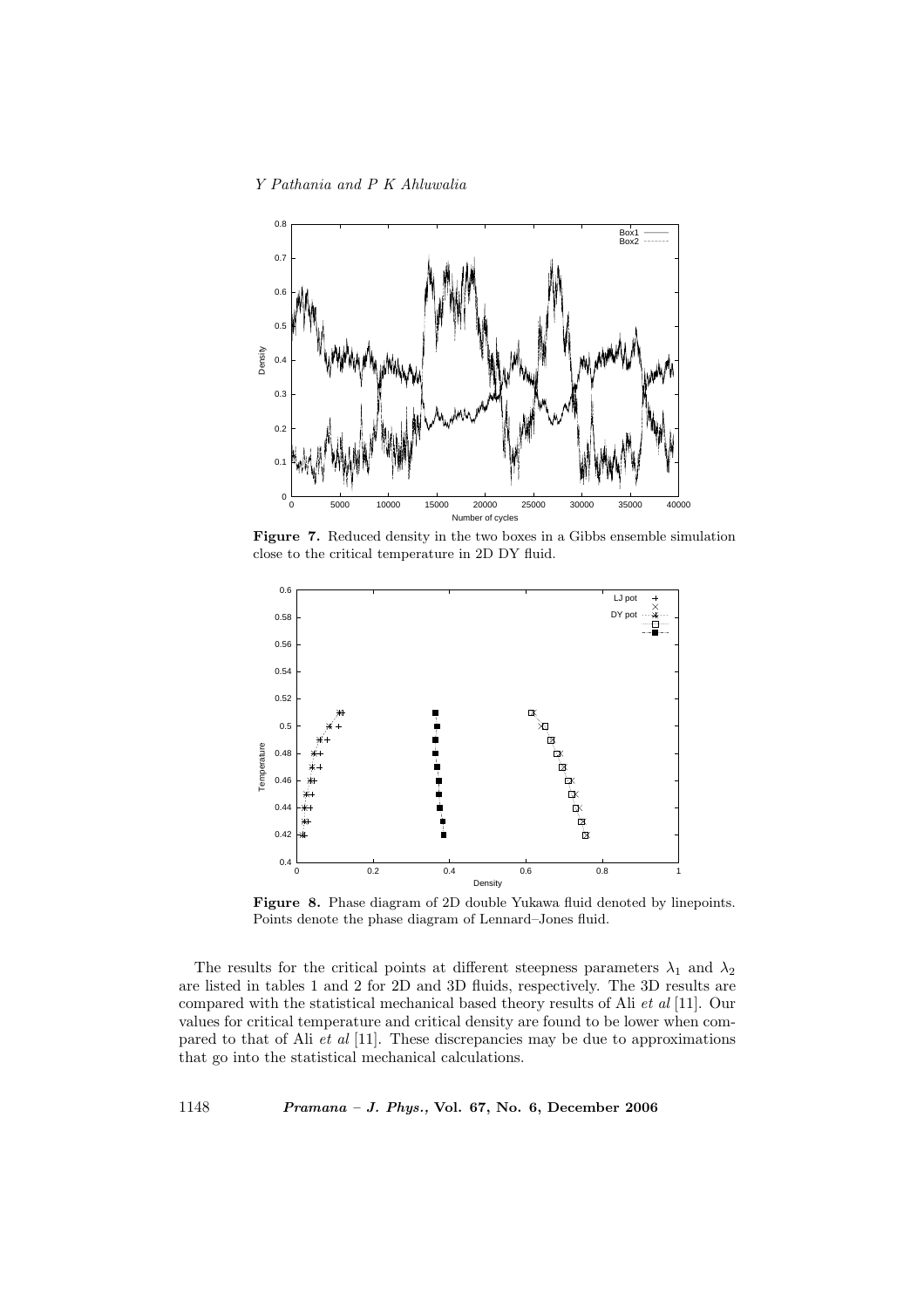**Figure 7.** Reduced density in the two boxes in a Gibbs ensemble simulation close to the critical temperature in 2D DY fluid.

**Figure 8.** Phase diagram of 2D double Yukawa fluid denoted by linepoints. Points denote the phase diagram of Lennard–Jones fluid.

The results for the critical points at different steepness parameters $\lambda_1$ and $\lambda_2$ are listed in tables 1 and 2 for 2D and 3D fluids, respectively. The 3D results are compared with the statistical mechanical based theory results of Ali *et al* [11]. Our values for critical temperature and critical density are found to be lower when compared to that of Ali *et al* [11]. These discrepancies may be due to approximations that go into the statistical mechanical calculations.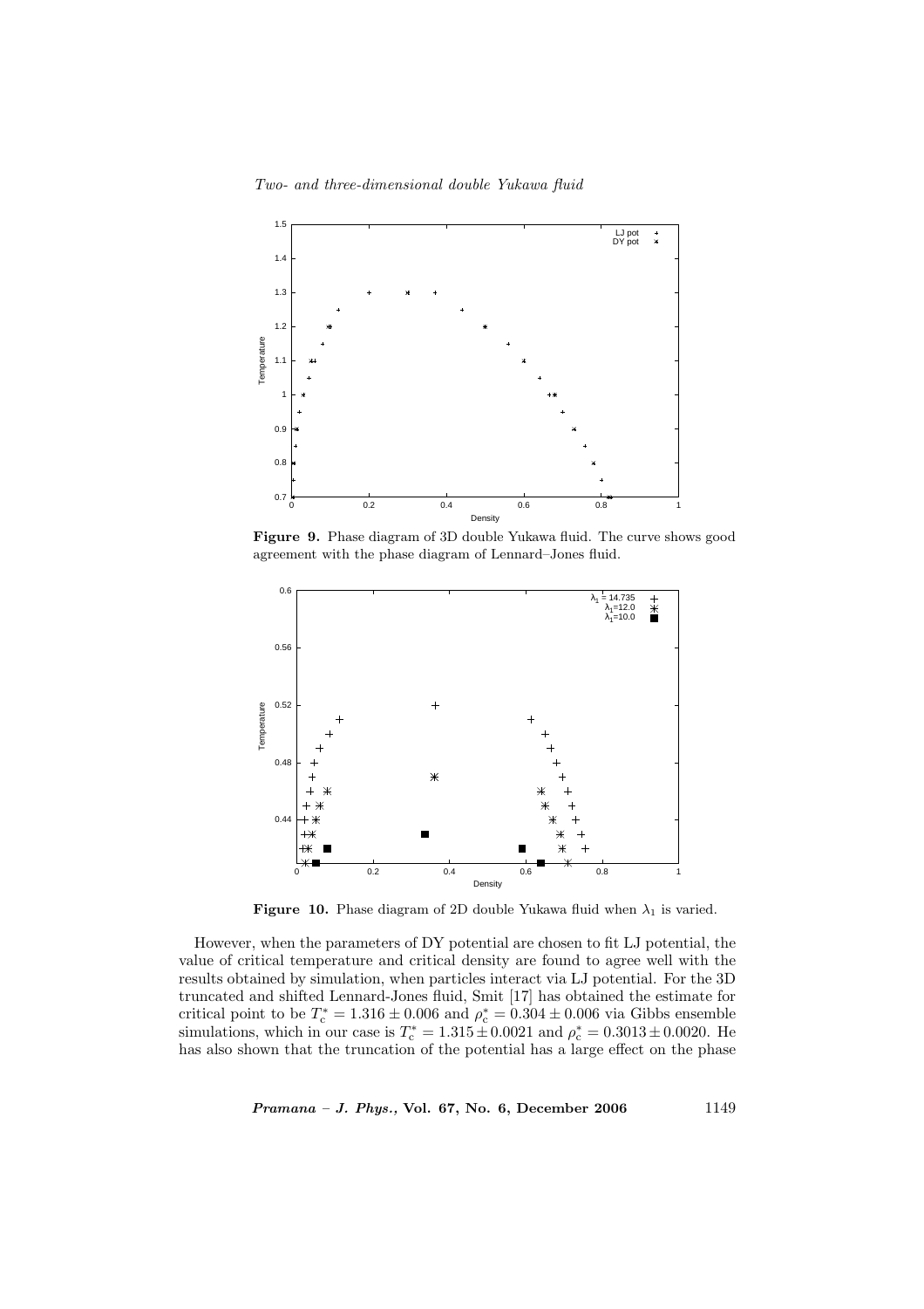**Figure 9.** Phase diagram of 3D double Yukawa fluid. The curve shows good agreement with the phase diagram of Lennard–Jones fluid.

**Figure 10.** Phase diagram of 2D double Yukawa fluid when $\lambda_1$ is varied.

However, when the parameters of DY potential are chosen to fit LJ potential, the value of critical temperature and critical density are found to agree well with the results obtained by simulation, when particles interact via LJ potential. For the 3D truncated and shifted Lennard-Jones fluid, Smit [17] has obtained the estimate for critical point to be $T_c^* = 1.316 \pm 0.006$ and $\rho_c^* = 0.304 \pm 0.006$ via Gibbs ensemble simulations, which in our case is $T_c^* = 1.315 \pm 0.0021$ and $\rho_c^* = 0.3013 \pm 0.0020$. He has also shown that the truncation of the potential has a large effect on the phase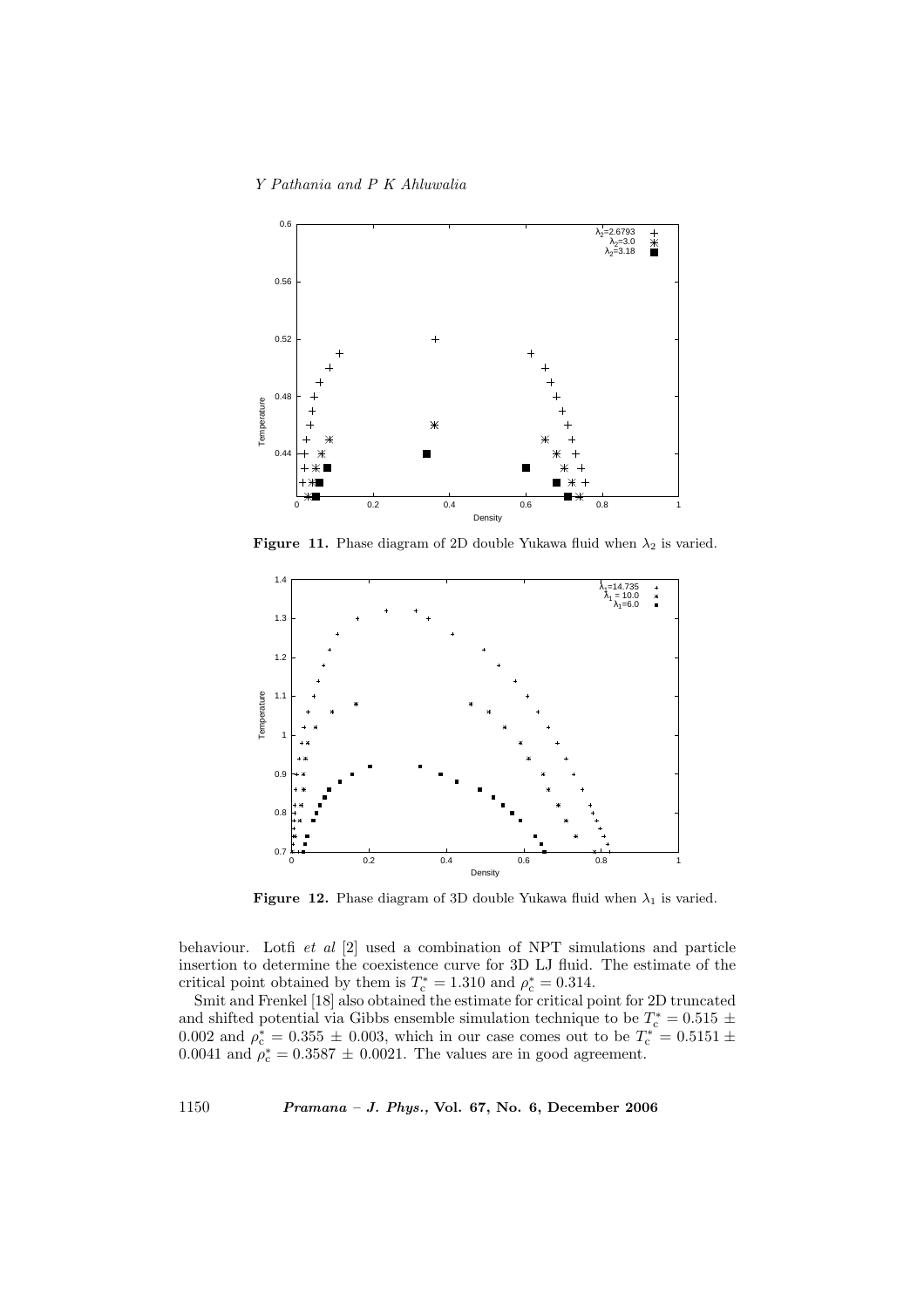**Figure 11.** Phase diagram of 2D double Yukawa fluid when $\lambda_2$ is varied.

**Figure 12.** Phase diagram of 3D double Yukawa fluid when $\lambda_1$ is varied.

behaviour. Lotfi *et al* [2] used a combination of NPT simulations and particle insertion to determine the coexistence curve for 3D LJ fluid. The estimate of the critical point obtained by them is $T_c^* = 1.310$ and $\rho_c^* = 0.314$.

Smit and Frenkel [18] also obtained the estimate for critical point for 2D truncated and shifted potential via Gibbs ensemble simulation technique to be $T_c^* = 0.515 \pm 0.002$ and $\rho_c^* = 0.355 \pm 0.003$, which in our case comes out to be $T_c^* = 0.5151 \pm 0.0041$ and $\rho_c^* = 0.3587 \pm 0.0021$. The values are in good agreement.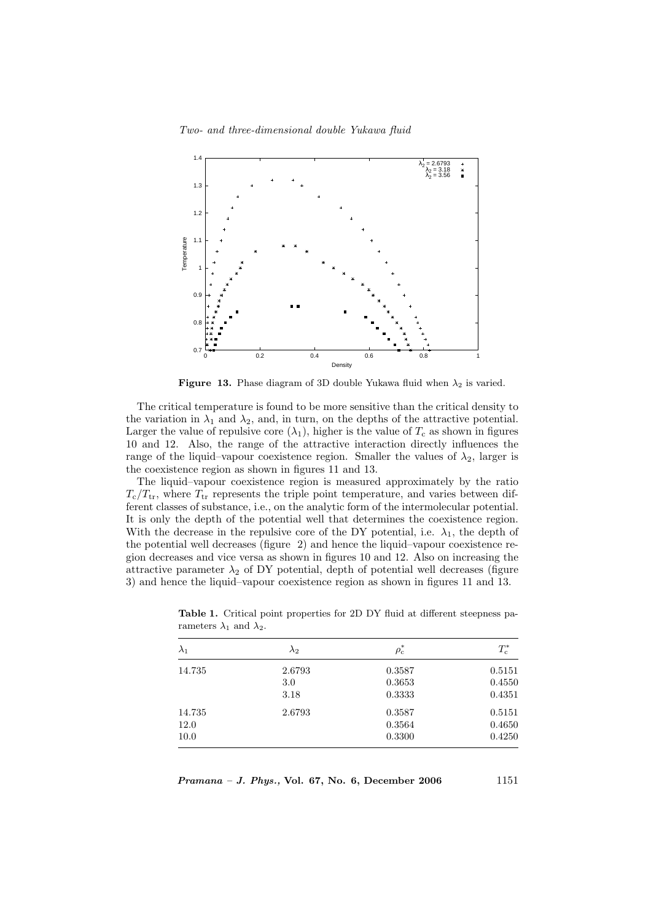**Figure 13.** Phase diagram of 3D double Yukawa fluid when $\lambda_2$ is varied.

The critical temperature is found to be more sensitive than the critical density to the variation in $\lambda_1$ and $\lambda_2$, and, in turn, on the depths of the attractive potential. Larger the value of repulsive core ($\lambda_1$), higher is the value of $T_c$ as shown in figures 10 and 12. Also, the range of the attractive interaction directly influences the range of the liquid–vapour coexistence region. Smaller the values of $\lambda_2$, larger is the coexistence region as shown in figures 11 and 13.

The liquid–vapour coexistence region is measured approximately by the ratio $T_c/T_{tr}$, where $T_{tr}$ represents the triple point temperature, and varies between different classes of substance, i.e., on the analytic form of the intermolecular potential. It is only the depth of the potential well that determines the coexistence region. With the decrease in the repulsive core of the DY potential, i.e. $\lambda_1$, the depth of the potential well decreases (figure 2) and hence the liquid–vapour coexistence region decreases and vice versa as shown in figures 10 and 12. Also on increasing the attractive parameter $\lambda_2$ of DY potential, depth of potential well decreases (figure 3) and hence the liquid–vapour coexistence region as shown in figures 11 and 13.

**Table 1.** Critical point properties for 2D DY fluid at different steepness parameters $\lambda_1$ and $\lambda_2$.

| $\lambda_1$ | $\lambda_2$ | $\rho_c^*$ | $T_c^*$ |
|---|---|---|---|
| 14.735 | 2.6793 | 0.3587 | 0.5151 |
| | 3.0 | 0.3653 | 0.4550 |
| | 3.18 | 0.3333 | 0.4351 |
| 14.735 | 2.6793 | 0.3587 | 0.5151 |
| 12.0 | | 0.3564 | 0.4650 |
| 10.0 | | 0.3300 | 0.4250 |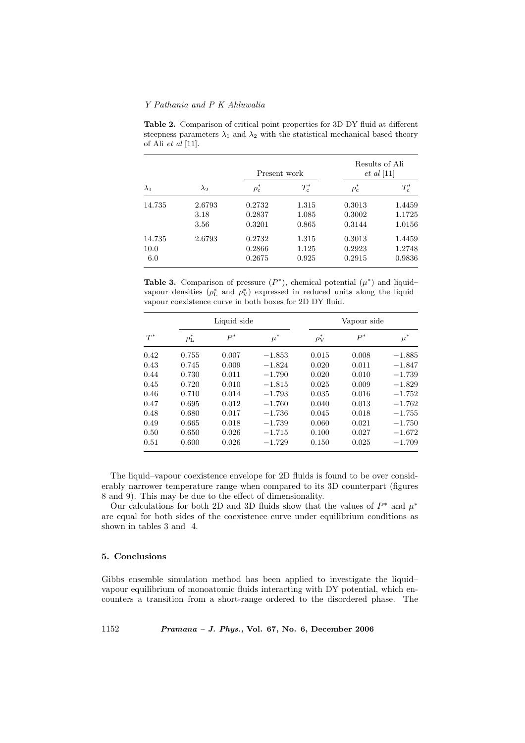**Table 2.** Comparison of critical point properties for 3D DY fluid at different steepness parameters $\lambda_1$ and $\lambda_2$ with the statistical mechanical based theory of Ali *et al* [11].

| | | Present work | | Results of Ali *et al* [11] | |
|---|---|---|---|---|---|
| $\lambda_1$ | $\lambda_2$ | $\rho_c^*$ | $T_c^*$ | $\rho_c^*$ | $T_c^*$ |
| 14.735 | 2.6793 | 0.2732 | 1.315 | 0.3013 | 1.4459 |
| | 3.18 | 0.2837 | 1.085 | 0.3002 | 1.1725 |
| | 3.56 | 0.3201 | 0.865 | 0.3144 | 1.0156 |
| 14.735 | 2.6793 | 0.2732 | 1.315 | 0.3013 | 1.4459 |
| 10.0 | | 0.2866 | 1.125 | 0.2923 | 1.2748 |
| 6.0 | | 0.2675 | 0.925 | 0.2915 | 0.9836 |

**Table 3.** Comparison of pressure ($P^*$), chemical potential ($\mu^*$) and liquid–vapour densities ($\rho_L^*$ and $\rho_V^*$) expressed in reduced units along the liquid–vapour coexistence curve in both boxes for 2D DY fluid.

| | Liquid side | | | Vapour side | | |
|---|---|---|---|---|---|---|
| $T^*$ | $\rho_L^*$ | $P^*$ | $\mu^*$ | $\rho_V^*$ | $P^*$ | $\mu^*$ |
| 0.42 | 0.755 | 0.007 | −1.853 | 0.015 | 0.008 | −1.885 |
| 0.43 | 0.745 | 0.009 | −1.824 | 0.020 | 0.011 | −1.847 |
| 0.44 | 0.730 | 0.011 | −1.790 | 0.020 | 0.010 | −1.739 |
| 0.45 | 0.720 | 0.010 | −1.815 | 0.025 | 0.009 | −1.829 |
| 0.46 | 0.710 | 0.014 | −1.793 | 0.035 | 0.016 | −1.752 |
| 0.47 | 0.695 | 0.012 | −1.760 | 0.040 | 0.013 | −1.762 |
| 0.48 | 0.680 | 0.017 | −1.736 | 0.045 | 0.018 | −1.755 |
| 0.49 | 0.665 | 0.018 | −1.739 | 0.060 | 0.021 | −1.750 |
| 0.50 | 0.650 | 0.026 | −1.715 | 0.100 | 0.027 | −1.672 |
| 0.51 | 0.600 | 0.026 | −1.729 | 0.150 | 0.025 | −1.709 |

The liquid–vapour coexistence envelope for 2D fluids is found to be over considerably narrower temperature range when compared to its 3D counterpart (figures 8 and 9). This may be due to the effect of dimensionality.

Our calculations for both 2D and 3D fluids show that the values of $P^*$ and $\mu^*$ are equal for both sides of the coexistence curve under equilibrium conditions as shown in tables 3 and 4.

## 5. Conclusions

Gibbs ensemble simulation method has been applied to investigate the liquid–vapour equilibrium of monoatomic fluids interacting with DY potential, which encounters a transition from a short-range ordered to the disordered phase. The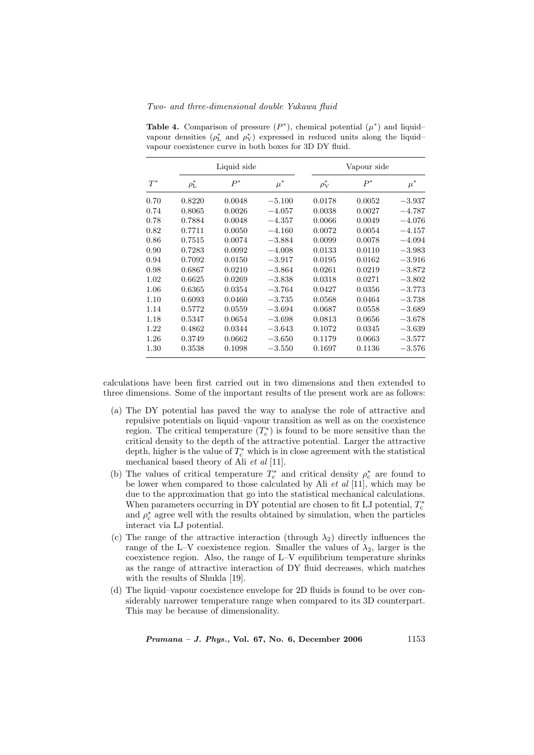**Table 4.** Comparison of pressure ($P^*$), chemical potential ($\mu^*$) and liquid–vapour densities ($\rho_L^*$ and $\rho_V^*$) expressed in reduced units along the liquid–vapour coexistence curve in both boxes for 3D DY fluid.

| | Liquid side | | | Vapour side | | |
|---|---|---|---|---|---|---|
| $T^*$ | $\rho_L^*$ | $P^*$ | $\mu^*$ | $\rho_V^*$ | $P^*$ | $\mu^*$ |
| 0.70 | 0.8220 | 0.0048 | −5.100 | 0.0178 | 0.0052 | −3.937 |
| 0.74 | 0.8065 | 0.0026 | −4.057 | 0.0038 | 0.0027 | −4.787 |
| 0.78 | 0.7884 | 0.0048 | −4.357 | 0.0066 | 0.0049 | −4.076 |
| 0.82 | 0.7711 | 0.0050 | −4.160 | 0.0072 | 0.0054 | −4.157 |
| 0.86 | 0.7515 | 0.0074 | −3.884 | 0.0099 | 0.0078 | −4.094 |
| 0.90 | 0.7283 | 0.0092 | −4.008 | 0.0133 | 0.0110 | −3.983 |
| 0.94 | 0.7092 | 0.0150 | −3.917 | 0.0195 | 0.0162 | −3.916 |
| 0.98 | 0.6867 | 0.0210 | −3.864 | 0.0261 | 0.0219 | −3.872 |
| 1.02 | 0.6625 | 0.0269 | −3.838 | 0.0318 | 0.0271 | −3.802 |
| 1.06 | 0.6365 | 0.0354 | −3.764 | 0.0427 | 0.0356 | −3.773 |
| 1.10 | 0.6093 | 0.0460 | −3.735 | 0.0568 | 0.0464 | −3.738 |
| 1.14 | 0.5772 | 0.0559 | −3.694 | 0.0687 | 0.0558 | −3.689 |
| 1.18 | 0.5347 | 0.0654 | −3.698 | 0.0813 | 0.0656 | −3.678 |
| 1.22 | 0.4862 | 0.0344 | −3.643 | 0.1072 | 0.0345 | −3.639 |
| 1.26 | 0.3749 | 0.0662 | −3.650 | 0.1179 | 0.0663 | −3.577 |
| 1.30 | 0.3538 | 0.1098 | −3.550 | 0.1697 | 0.1136 | −3.576 |

calculations have been first carried out in two dimensions and then extended to three dimensions. Some of the important results of the present work are as follows:

(a) The DY potential has paved the way to analyse the role of attractive and repulsive potentials on liquid–vapour transition as well as on the coexistence region. The critical temperature ($T_c^*$) is found to be more sensitive than the critical density to the depth of the attractive potential. Larger the attractive depth, higher is the value of $T_c^*$ which is in close agreement with the statistical mechanical based theory of Ali *et al* [11].

(b) The values of critical temperature $T_c^*$ and critical density $\rho_c^*$ are found to be lower when compared to those calculated by Ali *et al* [11], which may be due to the approximation that go into the statistical mechanical calculations. When parameters occurring in DY potential are chosen to fit LJ potential, $T_c^*$ and $\rho_c^*$ agree well with the results obtained by simulation, when the particles interact via LJ potential.

(c) The range of the attractive interaction (through $\lambda_2$) directly influences the range of the L–V coexistence region. Smaller the values of $\lambda_2$, larger is the coexistence region. Also, the range of L–V equilibrium temperature shrinks as the range of attractive interaction of DY fluid decreases, which matches with the results of Shukla [19].

(d) The liquid–vapour coexistence envelope for 2D fluids is found to be over considerably narrower temperature range when compared to its 3D counterpart. This may be because of dimensionality.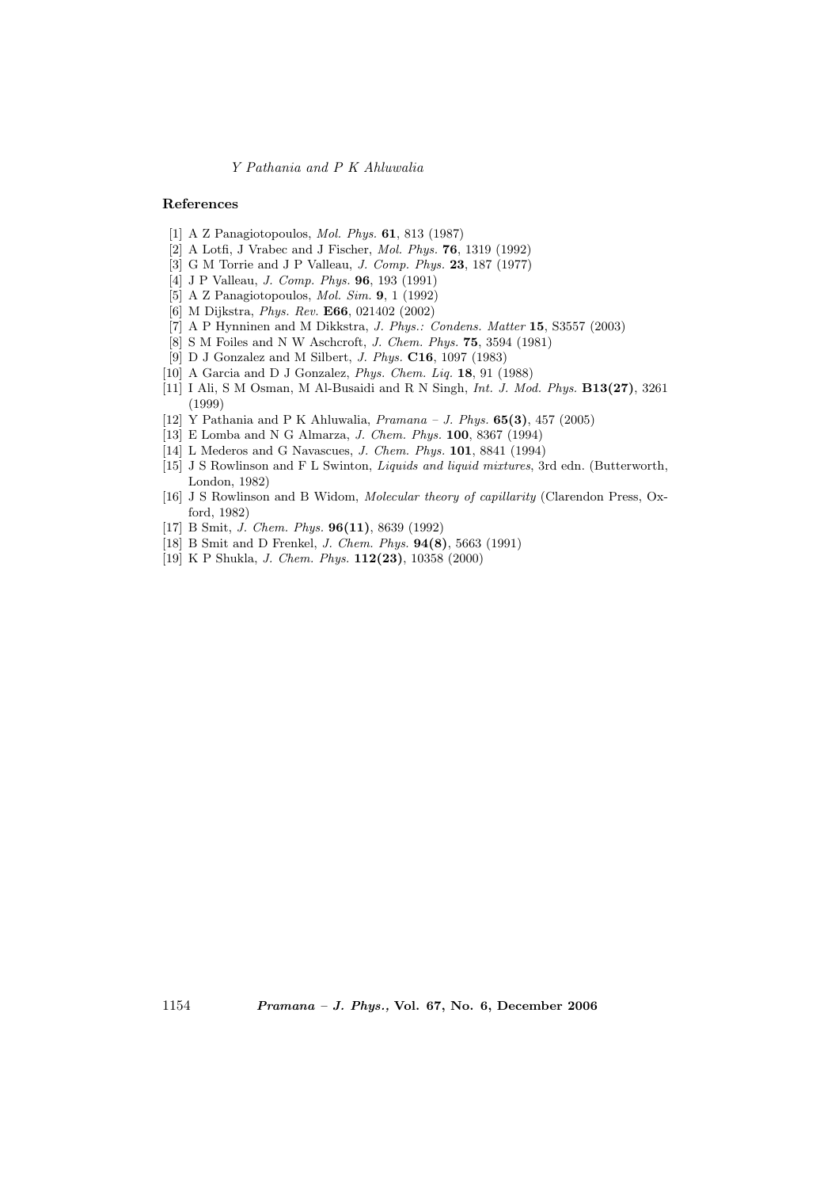## References

[1] A Z Panagiotopoulos, *Mol. Phys.* **61**, 813 (1987)

[2] A Lotfi, J Vrabec and J Fischer, *Mol. Phys.* **76**, 1319 (1992)

[3] G M Torrie and J P Valleau, *J. Comp. Phys.* **23**, 187 (1977)

[4] J P Valleau, *J. Comp. Phys.* **96**, 193 (1991)

[5] A Z Panagiotopoulos, *Mol. Sim.* **9**, 1 (1992)

[6] M Dijkstra, *Phys. Rev.* **E66**, 021402 (2002)

[7] A P Hynninen and M Dikkstra, *J. Phys.: Condens. Matter* **15**, S3557 (2003)

[8] S M Foiles and N W Aschcroft, *J. Chem. Phys.* **75**, 3594 (1981)

[9] D J Gonzalez and M Silbert, *J. Phys.* **C16**, 1097 (1983)

[10] A Garcia and D J Gonzalez, *Phys. Chem. Liq.* **18**, 91 (1988)

[11] I Ali, S M Osman, M Al-Busaidi and R N Singh, *Int. J. Mod. Phys.* **B13(27)**, 3261 (1999)

[12] Y Pathania and P K Ahluwalia, *Pramana – J. Phys.* **65(3)**, 457 (2005)

[13] E Lomba and N G Almarza, *J. Chem. Phys.* **100**, 8367 (1994)

[14] L Mederos and G Navascues, *J. Chem. Phys.* **101**, 8841 (1994)

[15] J S Rowlinson and F L Swinton, *Liquids and liquid mixtures*, 3rd edn. (Butterworth, London, 1982)

[16] J S Rowlinson and B Widom, *Molecular theory of capillarity* (Clarendon Press, Oxford, 1982)

[17] B Smit, *J. Chem. Phys.* **96(11)**, 8639 (1992)

[18] B Smit and D Frenkel, *J. Chem. Phys.* **94(8)**, 5663 (1991)

[19] K P Shukla, *J. Chem. Phys.* **112(23)**, 10358 (2000)